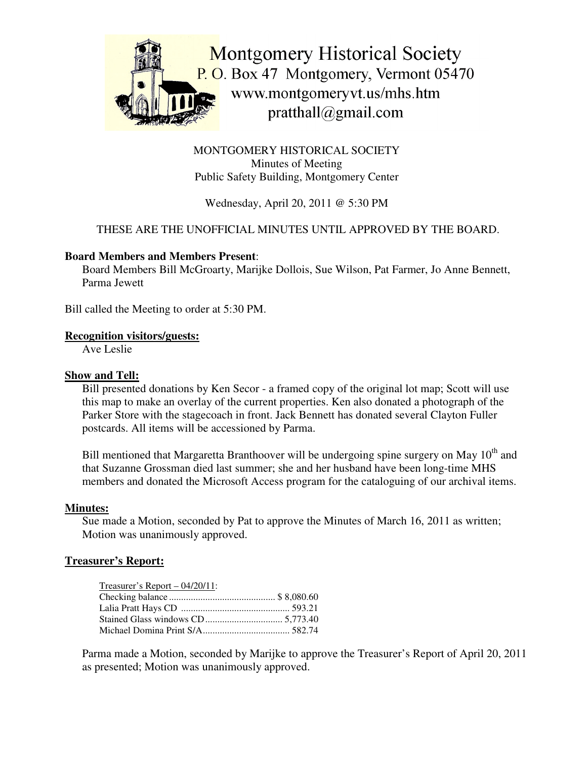Montgomery Historical Society
P. O. Box 47 Montgomery, Vermont 05470
www.montgomeryvt.us/mhs.htm
pratthall@gmail.com

MONTGOMERY HISTORICAL SOCIETY
Minutes of Meeting
Public Safety Building, Montgomery Center

Wednesday, April 20, 2011 @ 5:30 PM

THESE ARE THE UNOFFICIAL MINUTES UNTIL APPROVED BY THE BOARD.

**Board Members and Members Present**:

Board Members Bill McGroarty, Marijke Dollois, Sue Wilson, Pat Farmer, Jo Anne Bennett, Parma Jewett

Bill called the Meeting to order at 5:30 PM.

**Recognition visitors/guests:**

Ave Leslie

**Show and Tell:**

Bill presented donations by Ken Secor - a framed copy of the original lot map; Scott will use this map to make an overlay of the current properties. Ken also donated a photograph of the Parker Store with the stagecoach in front. Jack Bennett has donated several Clayton Fuller postcards. All items will be accessioned by Parma.

Bill mentioned that Margaretta Branthoover will be undergoing spine surgery on May 10th and that Suzanne Grossman died last summer; she and her husband have been long-time MHS members and donated the Microsoft Access program for the cataloguing of our archival items.

**Minutes:**

Sue made a Motion, seconded by Pat to approve the Minutes of March 16, 2011 as written; Motion was unanimously approved.

**Treasurer's Report:**

Treasurer's Report – 04/20/11:

| | |
|---|---|
| Checking balance | $ 8,080.60 |
| Lalia Pratt Hays CD | 593.21 |
| Stained Glass windows CD | 5,773.40 |
| Michael Domina Print S/A | 582.74 |

Parma made a Motion, seconded by Marijke to approve the Treasurer's Report of April 20, 2011 as presented; Motion was unanimously approved.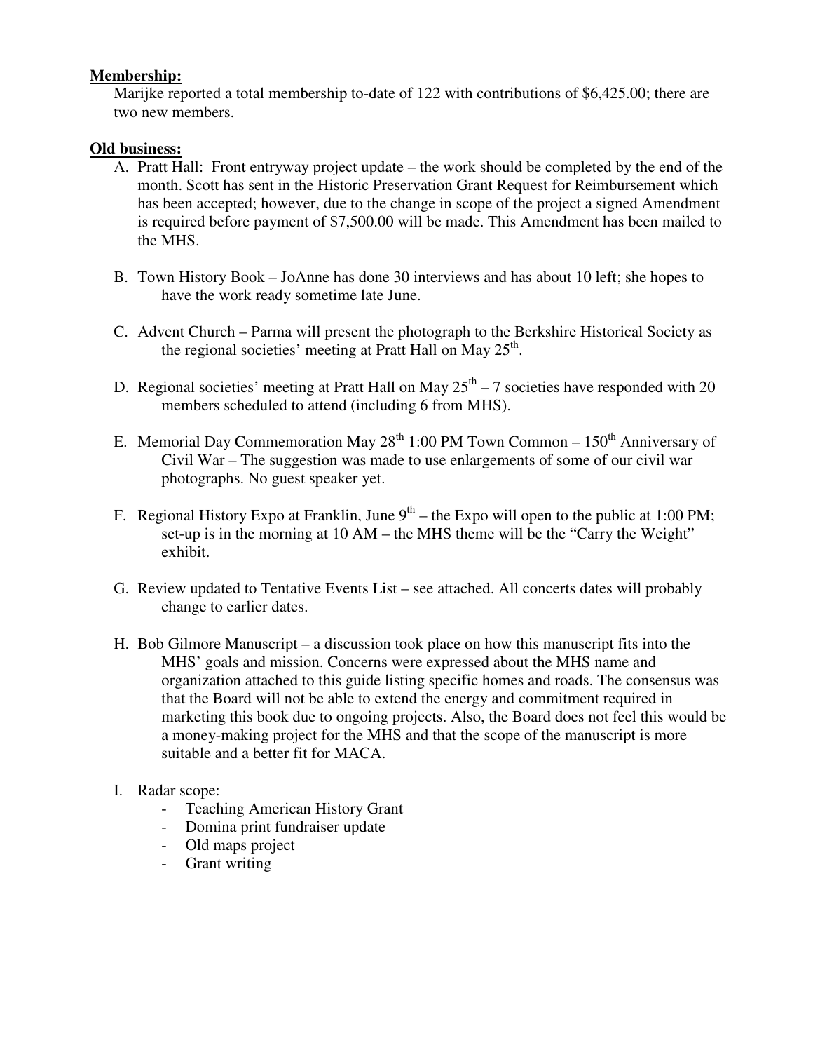**Membership:**

Marijke reported a total membership to-date of 122 with contributions of $6,425.00; there are two new members.

**Old business:**

A. Pratt Hall: Front entryway project update – the work should be completed by the end of the month. Scott has sent in the Historic Preservation Grant Request for Reimbursement which has been accepted; however, due to the change in scope of the project a signed Amendment is required before payment of $7,500.00 will be made. This Amendment has been mailed to the MHS.

B. Town History Book – JoAnne has done 30 interviews and has about 10 left; she hopes to have the work ready sometime late June.

C. Advent Church – Parma will present the photograph to the Berkshire Historical Society as the regional societies' meeting at Pratt Hall on May 25th.

D. Regional societies' meeting at Pratt Hall on May 25th – 7 societies have responded with 20 members scheduled to attend (including 6 from MHS).

E. Memorial Day Commemoration May 28th 1:00 PM Town Common – 150th Anniversary of Civil War – The suggestion was made to use enlargements of some of our civil war photographs. No guest speaker yet.

F. Regional History Expo at Franklin, June 9th – the Expo will open to the public at 1:00 PM; set-up is in the morning at 10 AM – the MHS theme will be the "Carry the Weight" exhibit.

G. Review updated to Tentative Events List – see attached. All concerts dates will probably change to earlier dates.

H. Bob Gilmore Manuscript – a discussion took place on how this manuscript fits into the MHS' goals and mission. Concerns were expressed about the MHS name and organization attached to this guide listing specific homes and roads. The consensus was that the Board will not be able to extend the energy and commitment required in marketing this book due to ongoing projects. Also, the Board does not feel this would be a money-making project for the MHS and that the scope of the manuscript is more suitable and a better fit for MACA.

I. Radar scope:
   - Teaching American History Grant
   - Domina print fundraiser update
   - Old maps project
   - Grant writing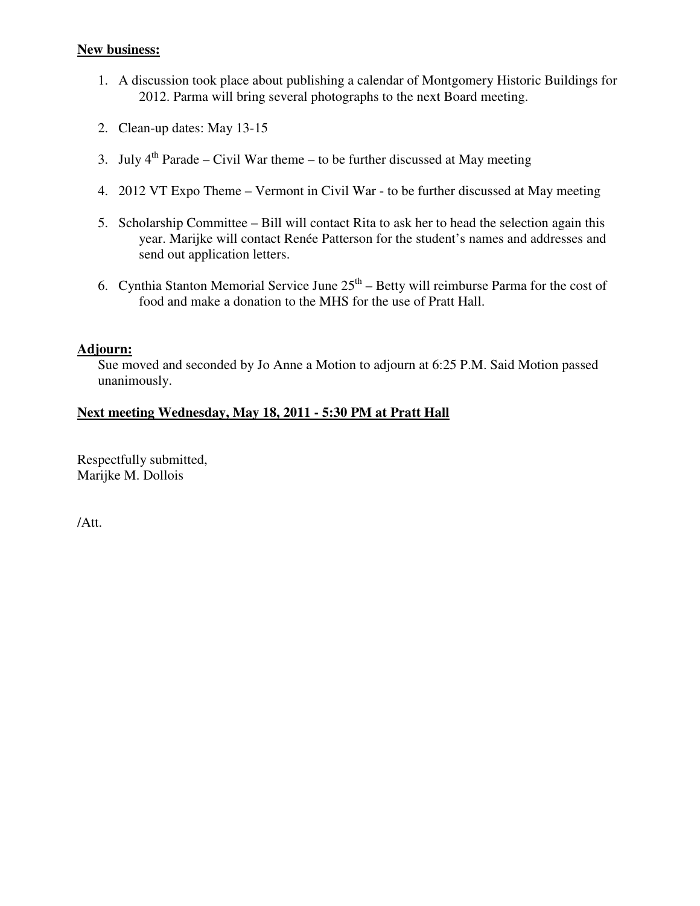**New business:**

1. A discussion took place about publishing a calendar of Montgomery Historic Buildings for 2012. Parma will bring several photographs to the next Board meeting.

2. Clean-up dates: May 13-15

3. July 4th Parade – Civil War theme – to be further discussed at May meeting

4. 2012 VT Expo Theme – Vermont in Civil War - to be further discussed at May meeting

5. Scholarship Committee – Bill will contact Rita to ask her to head the selection again this year. Marijke will contact Renée Patterson for the student's names and addresses and send out application letters.

6. Cynthia Stanton Memorial Service June 25th – Betty will reimburse Parma for the cost of food and make a donation to the MHS for the use of Pratt Hall.

**Adjourn:**

Sue moved and seconded by Jo Anne a Motion to adjourn at 6:25 P.M. Said Motion passed unanimously.

**Next meeting Wednesday, May 18, 2011 - 5:30 PM at Pratt Hall**

Respectfully submitted,
Marijke M. Dollois

/Att.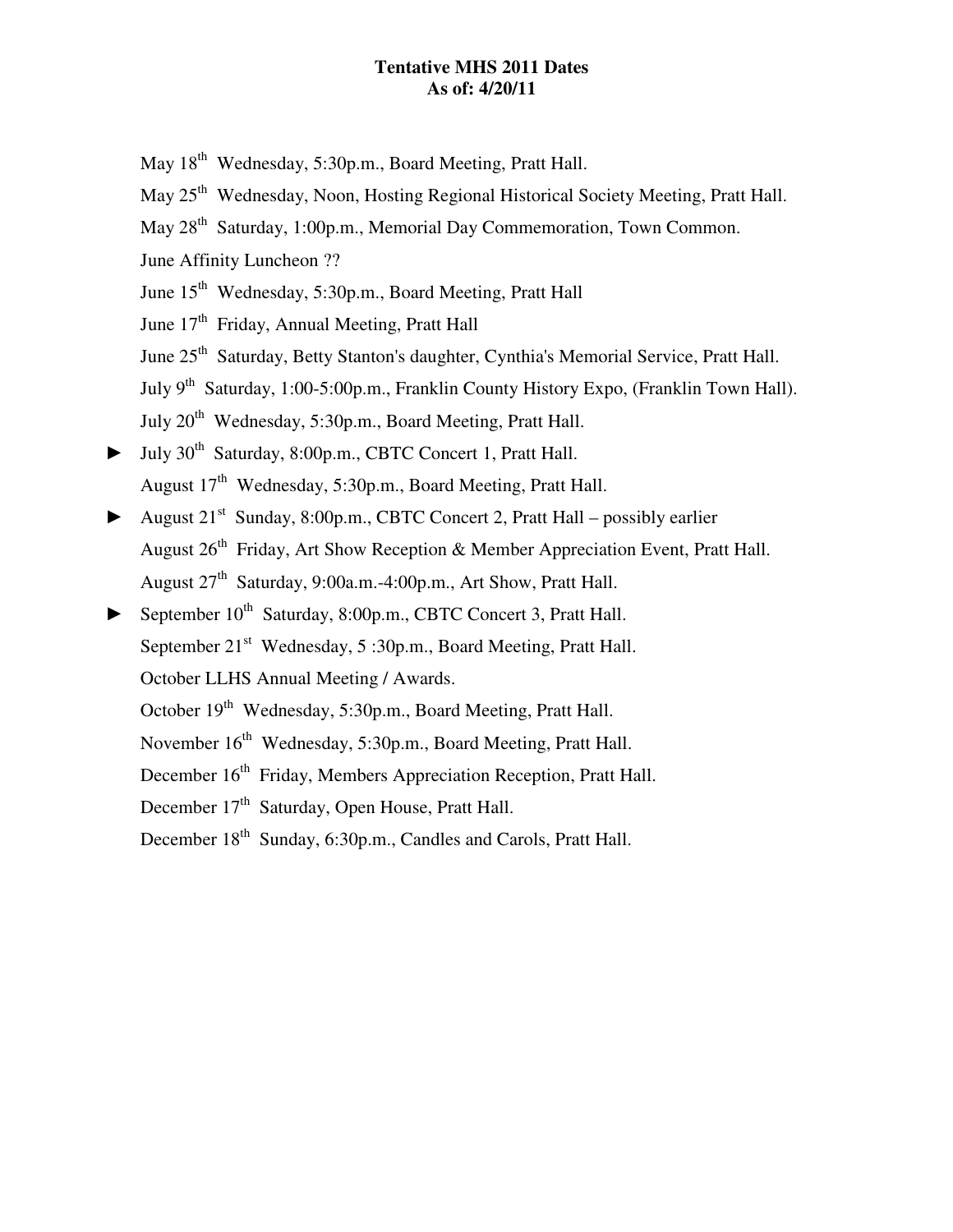**Tentative MHS 2011 Dates**
**As of: 4/20/11**

May 18th Wednesday, 5:30p.m., Board Meeting, Pratt Hall.

May 25th Wednesday, Noon, Hosting Regional Historical Society Meeting, Pratt Hall.

May 28th Saturday, 1:00p.m., Memorial Day Commemoration, Town Common.

June Affinity Luncheon ??

June 15th Wednesday, 5:30p.m., Board Meeting, Pratt Hall

June 17th Friday, Annual Meeting, Pratt Hall

June 25th Saturday, Betty Stanton's daughter, Cynthia's Memorial Service, Pratt Hall.

July 9th Saturday, 1:00-5:00p.m., Franklin County History Expo, (Franklin Town Hall).

July 20th Wednesday, 5:30p.m., Board Meeting, Pratt Hall.

► July 30th Saturday, 8:00p.m., CBTC Concert 1, Pratt Hall.

August 17th Wednesday, 5:30p.m., Board Meeting, Pratt Hall.

► August 21st Sunday, 8:00p.m., CBTC Concert 2, Pratt Hall – possibly earlier

August 26th Friday, Art Show Reception & Member Appreciation Event, Pratt Hall.

August 27th Saturday, 9:00a.m.-4:00p.m., Art Show, Pratt Hall.

► September 10th Saturday, 8:00p.m., CBTC Concert 3, Pratt Hall.

September 21st Wednesday, 5 :30p.m., Board Meeting, Pratt Hall.

October LLHS Annual Meeting / Awards.

October 19th Wednesday, 5:30p.m., Board Meeting, Pratt Hall.

November 16th Wednesday, 5:30p.m., Board Meeting, Pratt Hall.

December 16th Friday, Members Appreciation Reception, Pratt Hall.

December 17th Saturday, Open House, Pratt Hall.

December 18th Sunday, 6:30p.m., Candles and Carols, Pratt Hall.